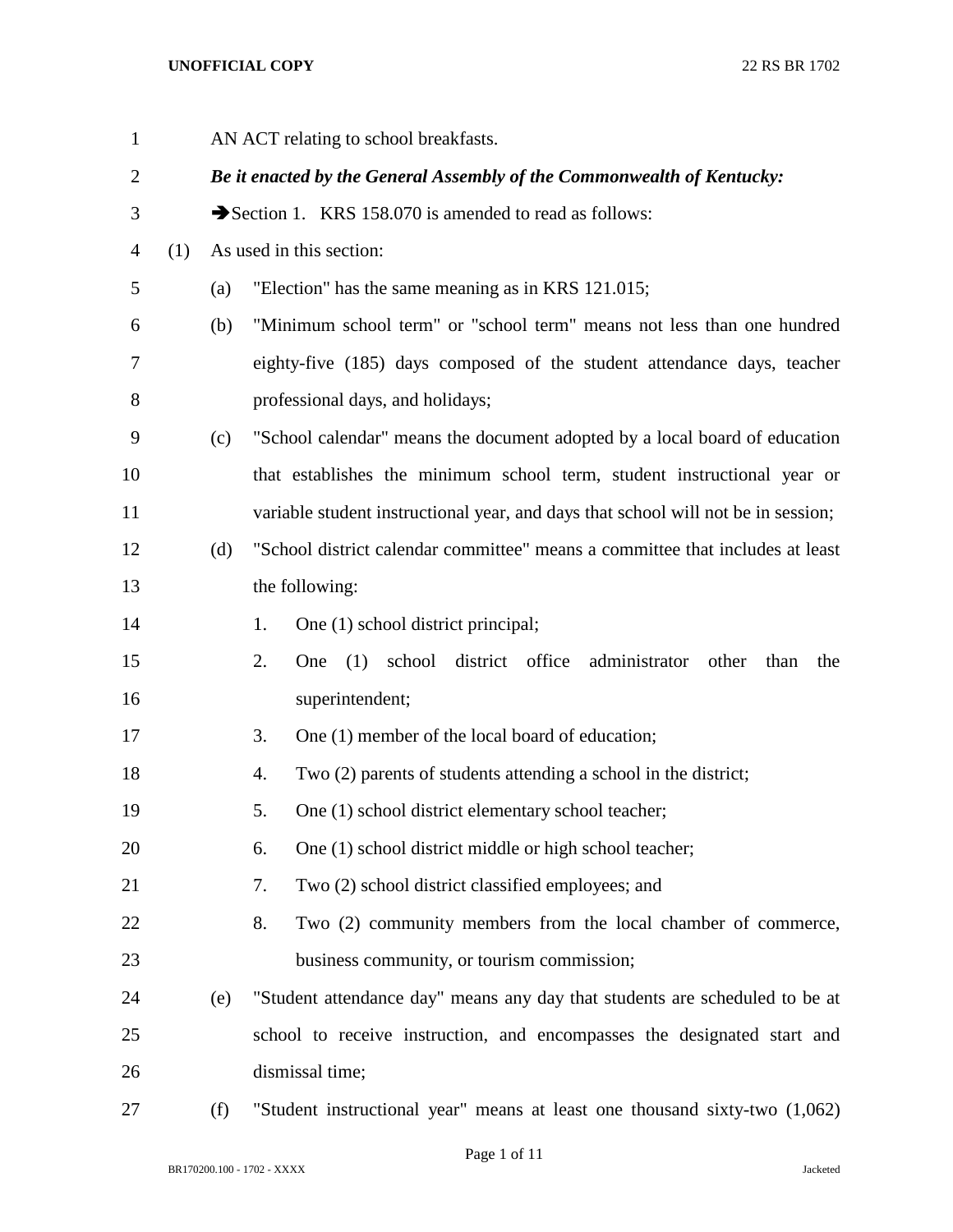AN ACT relating to school breakfasts.

***Be it enacted by the General Assembly of the Commonwealth of Kentucky:***

➔Section 1. KRS 158.070 is amended to read as follows:

(1) As used in this section:

(a) "Election" has the same meaning as in KRS 121.015;

(b) "Minimum school term" or "school term" means not less than one hundred eighty-five (185) days composed of the student attendance days, teacher professional days, and holidays;

(c) "School calendar" means the document adopted by a local board of education that establishes the minimum school term, student instructional year or variable student instructional year, and days that school will not be in session;

(d) "School district calendar committee" means a committee that includes at least the following:

1. One (1) school district principal;
2. One (1) school district office administrator other than the superintendent;
3. One (1) member of the local board of education;
4. Two (2) parents of students attending a school in the district;
5. One (1) school district elementary school teacher;
6. One (1) school district middle or high school teacher;
7. Two (2) school district classified employees; and
8. Two (2) community members from the local chamber of commerce, business community, or tourism commission;

(e) "Student attendance day" means any day that students are scheduled to be at school to receive instruction, and encompasses the designated start and dismissal time;

(f) "Student instructional year" means at least one thousand sixty-two (1,062)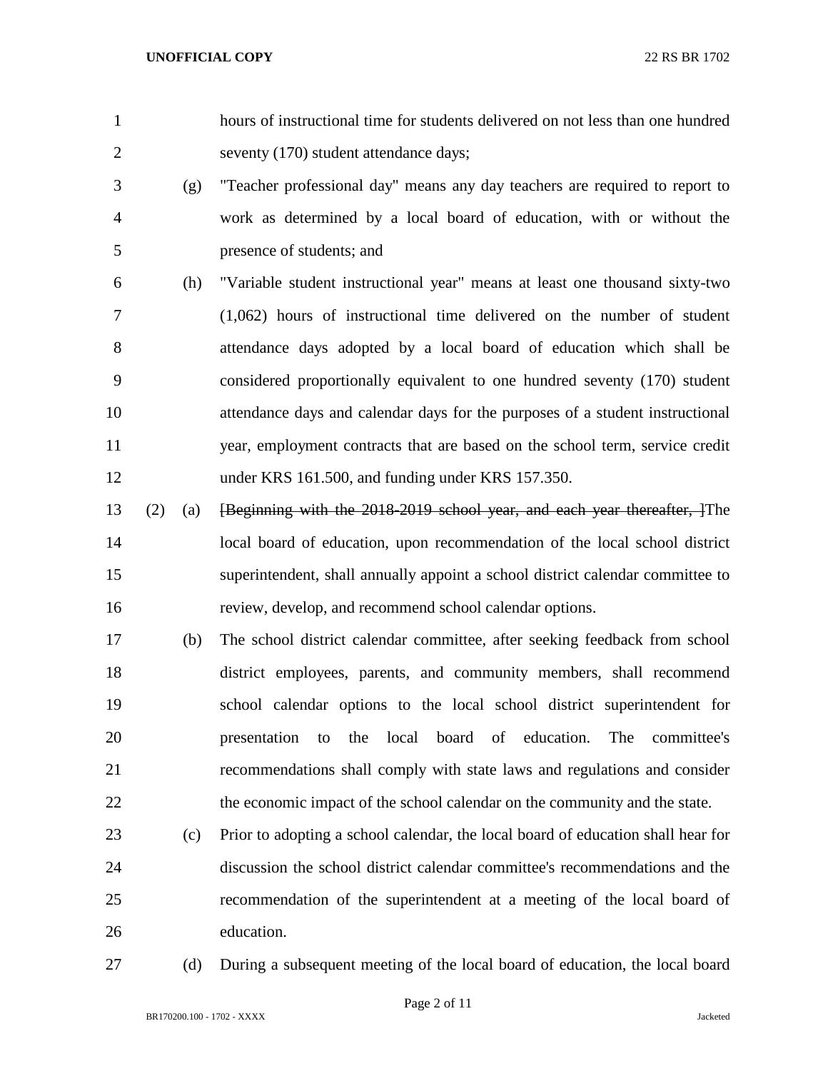hours of instructional time for students delivered on not less than one hundred seventy (170) student attendance days;

(g) "Teacher professional day" means any day teachers are required to report to work as determined by a local board of education, with or without the presence of students; and

(h) "Variable student instructional year" means at least one thousand sixty-two (1,062) hours of instructional time delivered on the number of student attendance days adopted by a local board of education which shall be considered proportionally equivalent to one hundred seventy (170) student attendance days and calendar days for the purposes of a student instructional year, employment contracts that are based on the school term, service credit under KRS 161.500, and funding under KRS 157.350.

(2) (a) ~~[Beginning with the 2018-2019 school year, and each year thereafter, ]~~The local board of education, upon recommendation of the local school district superintendent, shall annually appoint a school district calendar committee to review, develop, and recommend school calendar options.

(b) The school district calendar committee, after seeking feedback from school district employees, parents, and community members, shall recommend school calendar options to the local school district superintendent for presentation to the local board of education. The committee's recommendations shall comply with state laws and regulations and consider the economic impact of the school calendar on the community and the state.

(c) Prior to adopting a school calendar, the local board of education shall hear for discussion the school district calendar committee's recommendations and the recommendation of the superintendent at a meeting of the local board of education.

(d) During a subsequent meeting of the local board of education, the local board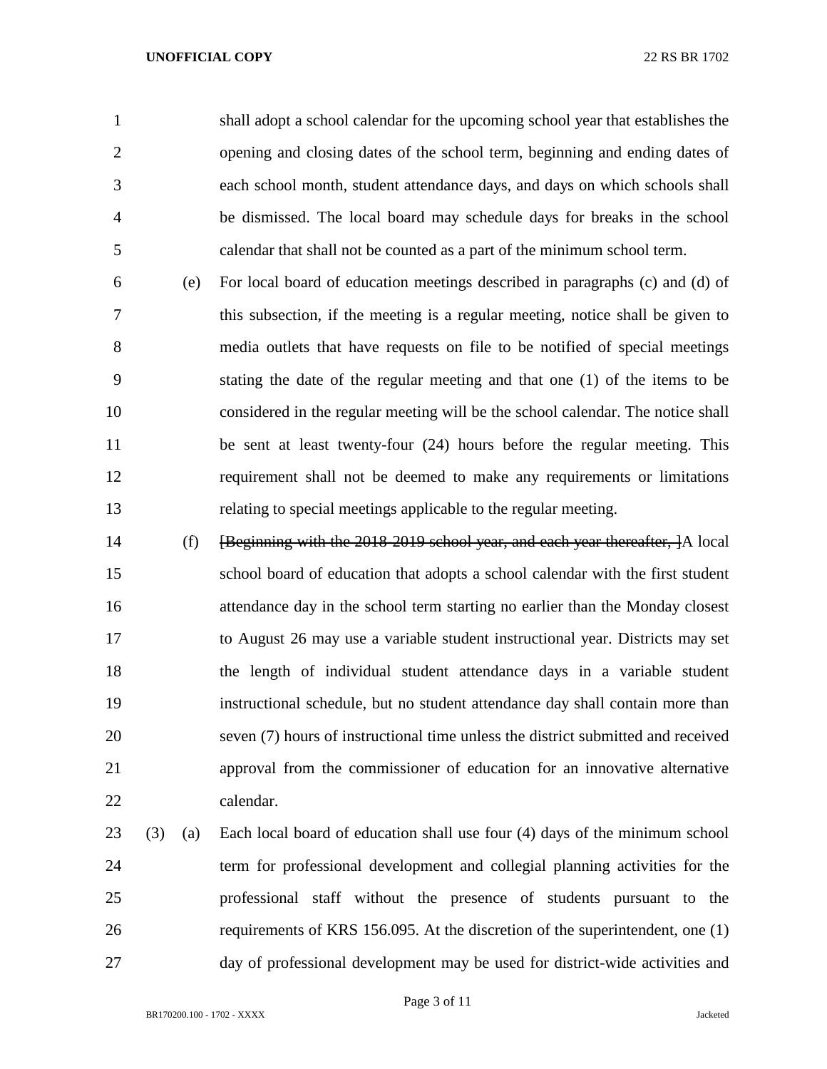shall adopt a school calendar for the upcoming school year that establishes the opening and closing dates of the school term, beginning and ending dates of each school month, student attendance days, and days on which schools shall be dismissed. The local board may schedule days for breaks in the school calendar that shall not be counted as a part of the minimum school term.

(e) For local board of education meetings described in paragraphs (c) and (d) of this subsection, if the meeting is a regular meeting, notice shall be given to media outlets that have requests on file to be notified of special meetings stating the date of the regular meeting and that one (1) of the items to be considered in the regular meeting will be the school calendar. The notice shall be sent at least twenty-four (24) hours before the regular meeting. This requirement shall not be deemed to make any requirements or limitations relating to special meetings applicable to the regular meeting.

(f) ~~[Beginning with the 2018-2019 school year, and each year thereafter, ]~~A local school board of education that adopts a school calendar with the first student attendance day in the school term starting no earlier than the Monday closest to August 26 may use a variable student instructional year. Districts may set the length of individual student attendance days in a variable student instructional schedule, but no student attendance day shall contain more than seven (7) hours of instructional time unless the district submitted and received approval from the commissioner of education for an innovative alternative calendar.

(3) (a) Each local board of education shall use four (4) days of the minimum school term for professional development and collegial planning activities for the professional staff without the presence of students pursuant to the requirements of KRS 156.095. At the discretion of the superintendent, one (1) day of professional development may be used for district-wide activities and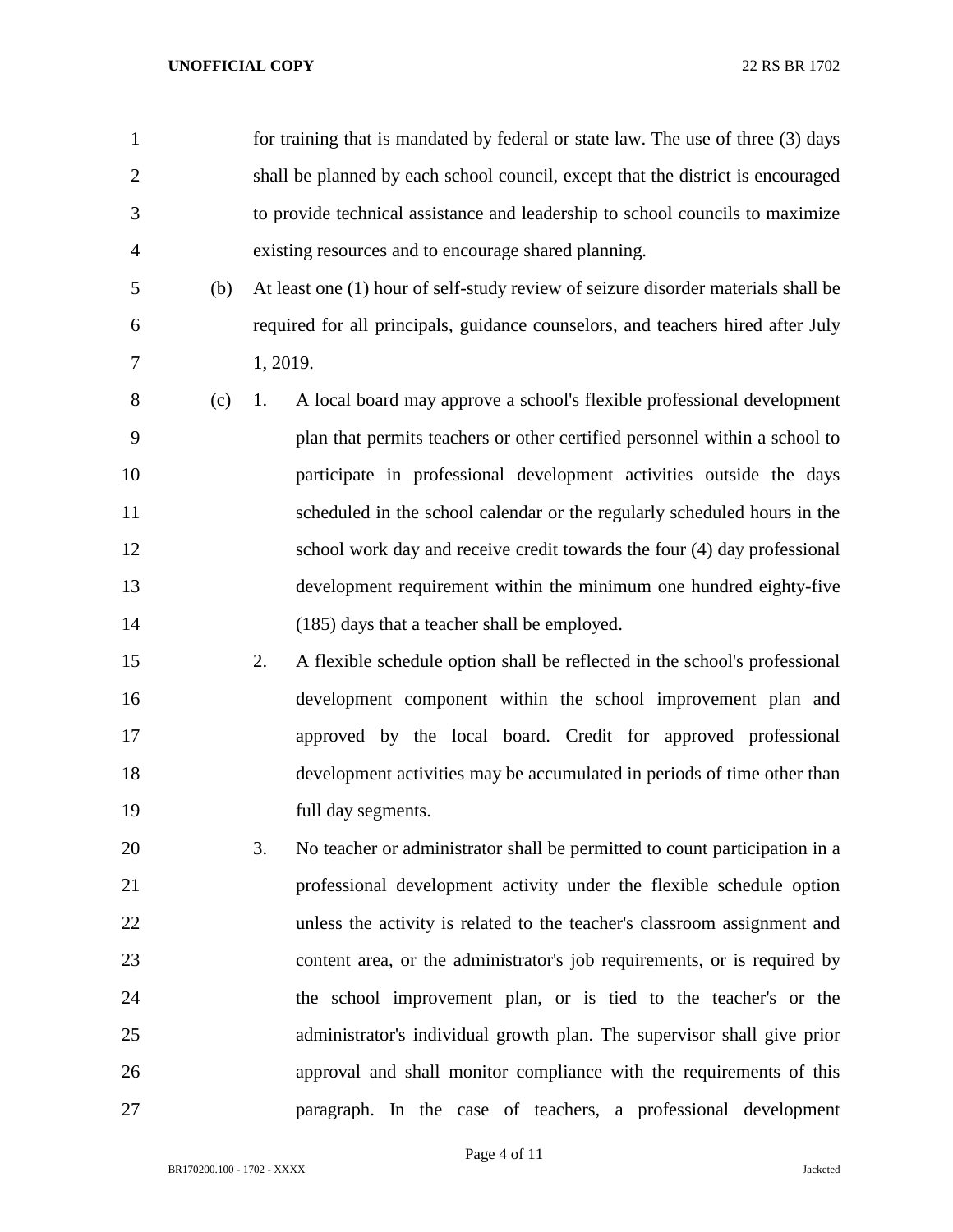for training that is mandated by federal or state law. The use of three (3) days shall be planned by each school council, except that the district is encouraged to provide technical assistance and leadership to school councils to maximize existing resources and to encourage shared planning.

(b) At least one (1) hour of self-study review of seizure disorder materials shall be required for all principals, guidance counselors, and teachers hired after July 1, 2019.

(c) 1. A local board may approve a school's flexible professional development plan that permits teachers or other certified personnel within a school to participate in professional development activities outside the days scheduled in the school calendar or the regularly scheduled hours in the school work day and receive credit towards the four (4) day professional development requirement within the minimum one hundred eighty-five (185) days that a teacher shall be employed.

2. A flexible schedule option shall be reflected in the school's professional development component within the school improvement plan and approved by the local board. Credit for approved professional development activities may be accumulated in periods of time other than full day segments.

3. No teacher or administrator shall be permitted to count participation in a professional development activity under the flexible schedule option unless the activity is related to the teacher's classroom assignment and content area, or the administrator's job requirements, or is required by the school improvement plan, or is tied to the teacher's or the administrator's individual growth plan. The supervisor shall give prior approval and shall monitor compliance with the requirements of this paragraph. In the case of teachers, a professional development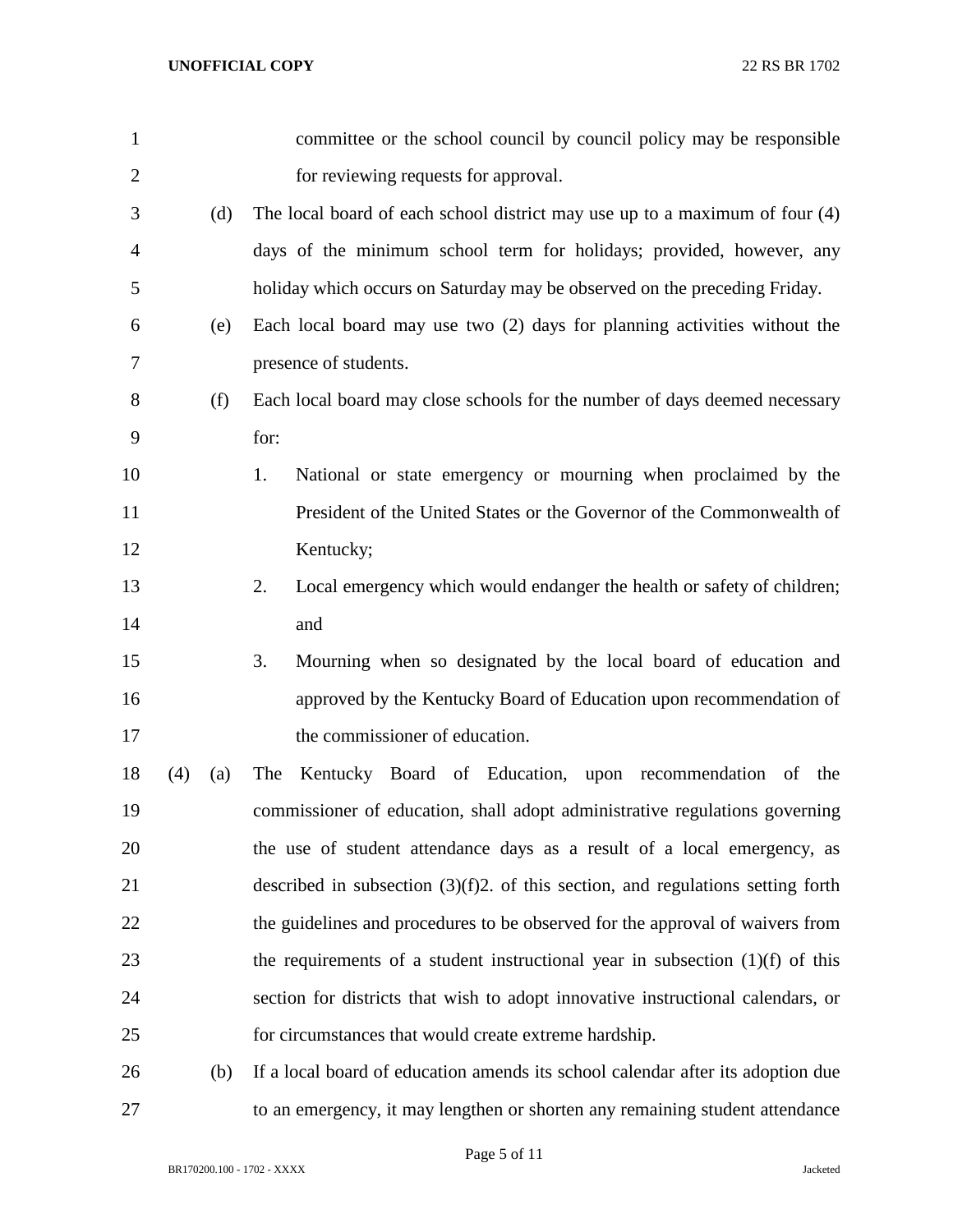committee or the school council by council policy may be responsible for reviewing requests for approval.

(d) The local board of each school district may use up to a maximum of four (4) days of the minimum school term for holidays; provided, however, any holiday which occurs on Saturday may be observed on the preceding Friday.

(e) Each local board may use two (2) days for planning activities without the presence of students.

(f) Each local board may close schools for the number of days deemed necessary for:

1. National or state emergency or mourning when proclaimed by the President of the United States or the Governor of the Commonwealth of Kentucky;

2. Local emergency which would endanger the health or safety of children; and

3. Mourning when so designated by the local board of education and approved by the Kentucky Board of Education upon recommendation of the commissioner of education.

(4) (a) The Kentucky Board of Education, upon recommendation of the commissioner of education, shall adopt administrative regulations governing the use of student attendance days as a result of a local emergency, as described in subsection (3)(f)2. of this section, and regulations setting forth the guidelines and procedures to be observed for the approval of waivers from the requirements of a student instructional year in subsection (1)(f) of this section for districts that wish to adopt innovative instructional calendars, or for circumstances that would create extreme hardship.

(b) If a local board of education amends its school calendar after its adoption due to an emergency, it may lengthen or shorten any remaining student attendance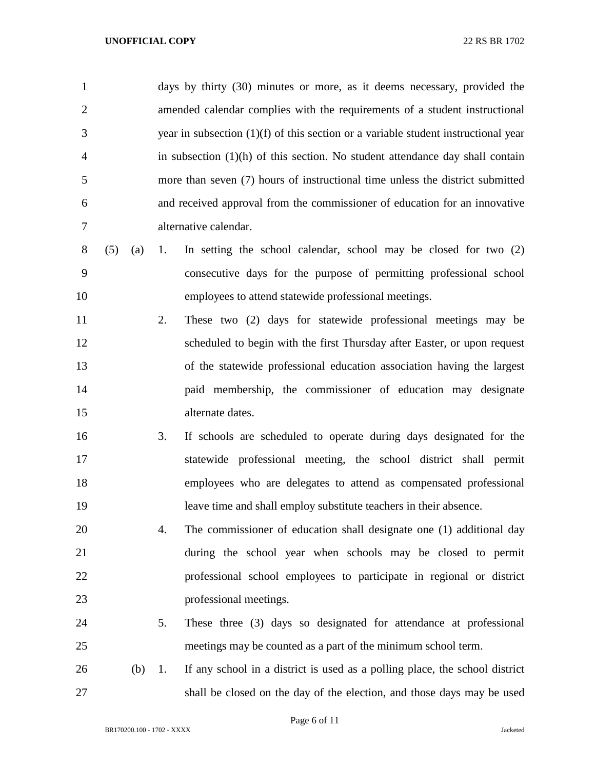days by thirty (30) minutes or more, as it deems necessary, provided the amended calendar complies with the requirements of a student instructional year in subsection (1)(f) of this section or a variable student instructional year in subsection (1)(h) of this section. No student attendance day shall contain more than seven (7) hours of instructional time unless the district submitted and received approval from the commissioner of education for an innovative alternative calendar.

(5) (a) 1. In setting the school calendar, school may be closed for two (2) consecutive days for the purpose of permitting professional school employees to attend statewide professional meetings.

2. These two (2) days for statewide professional meetings may be scheduled to begin with the first Thursday after Easter, or upon request of the statewide professional education association having the largest paid membership, the commissioner of education may designate alternate dates.

3. If schools are scheduled to operate during days designated for the statewide professional meeting, the school district shall permit employees who are delegates to attend as compensated professional leave time and shall employ substitute teachers in their absence.

4. The commissioner of education shall designate one (1) additional day during the school year when schools may be closed to permit professional school employees to participate in regional or district professional meetings.

5. These three (3) days so designated for attendance at professional meetings may be counted as a part of the minimum school term.

(b) 1. If any school in a district is used as a polling place, the school district shall be closed on the day of the election, and those days may be used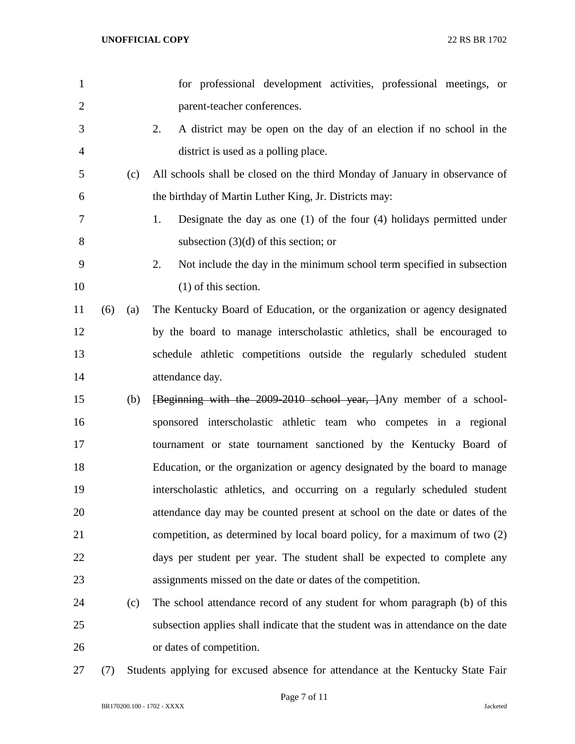for professional development activities, professional meetings, or parent-teacher conferences.

2. A district may be open on the day of an election if no school in the district is used as a polling place.

(c) All schools shall be closed on the third Monday of January in observance of the birthday of Martin Luther King, Jr. Districts may:

1. Designate the day as one (1) of the four (4) holidays permitted under subsection (3)(d) of this section; or

2. Not include the day in the minimum school term specified in subsection (1) of this section.

(6) (a) The Kentucky Board of Education, or the organization or agency designated by the board to manage interscholastic athletics, shall be encouraged to schedule athletic competitions outside the regularly scheduled student attendance day.

(b) ~~[Beginning with the 2009-2010 school year, ]~~Any member of a school-sponsored interscholastic athletic team who competes in a regional tournament or state tournament sanctioned by the Kentucky Board of Education, or the organization or agency designated by the board to manage interscholastic athletics, and occurring on a regularly scheduled student attendance day may be counted present at school on the date or dates of the competition, as determined by local board policy, for a maximum of two (2) days per student per year. The student shall be expected to complete any assignments missed on the date or dates of the competition.

(c) The school attendance record of any student for whom paragraph (b) of this subsection applies shall indicate that the student was in attendance on the date or dates of competition.

(7) Students applying for excused absence for attendance at the Kentucky State Fair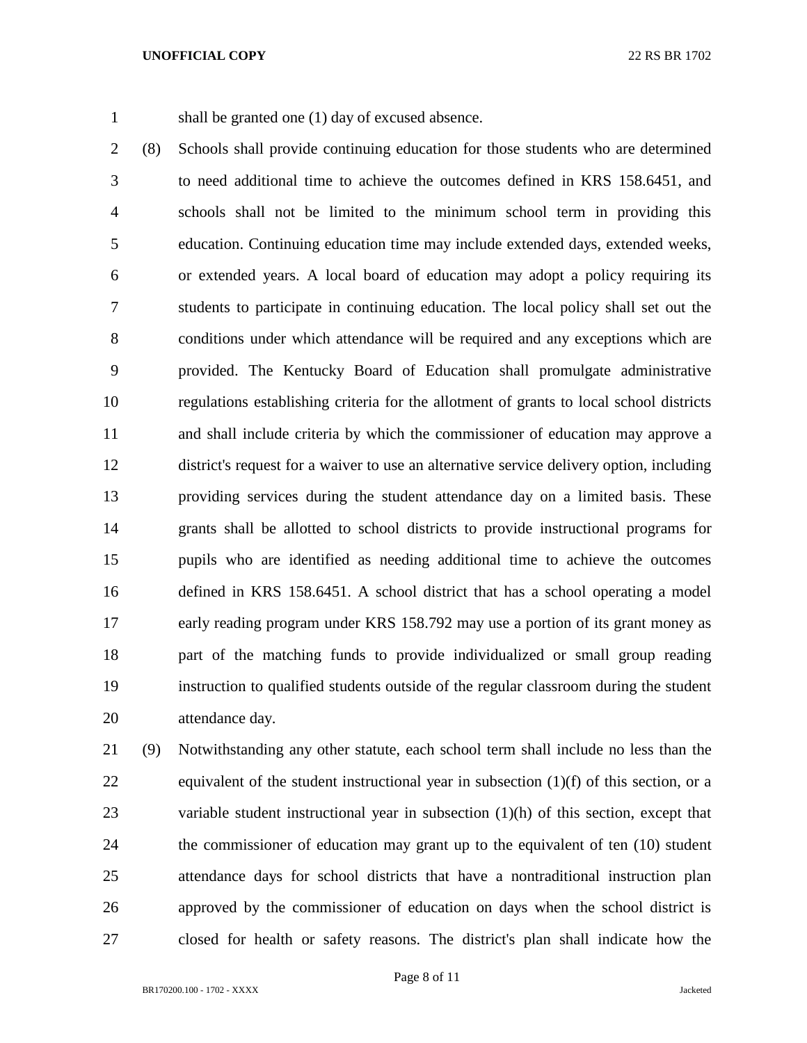shall be granted one (1) day of excused absence.

(8) Schools shall provide continuing education for those students who are determined to need additional time to achieve the outcomes defined in KRS 158.6451, and schools shall not be limited to the minimum school term in providing this education. Continuing education time may include extended days, extended weeks, or extended years. A local board of education may adopt a policy requiring its students to participate in continuing education. The local policy shall set out the conditions under which attendance will be required and any exceptions which are provided. The Kentucky Board of Education shall promulgate administrative regulations establishing criteria for the allotment of grants to local school districts and shall include criteria by which the commissioner of education may approve a district's request for a waiver to use an alternative service delivery option, including providing services during the student attendance day on a limited basis. These grants shall be allotted to school districts to provide instructional programs for pupils who are identified as needing additional time to achieve the outcomes defined in KRS 158.6451. A school district that has a school operating a model early reading program under KRS 158.792 may use a portion of its grant money as part of the matching funds to provide individualized or small group reading instruction to qualified students outside of the regular classroom during the student attendance day.

(9) Notwithstanding any other statute, each school term shall include no less than the equivalent of the student instructional year in subsection (1)(f) of this section, or a variable student instructional year in subsection (1)(h) of this section, except that the commissioner of education may grant up to the equivalent of ten (10) student attendance days for school districts that have a nontraditional instruction plan approved by the commissioner of education on days when the school district is closed for health or safety reasons. The district's plan shall indicate how the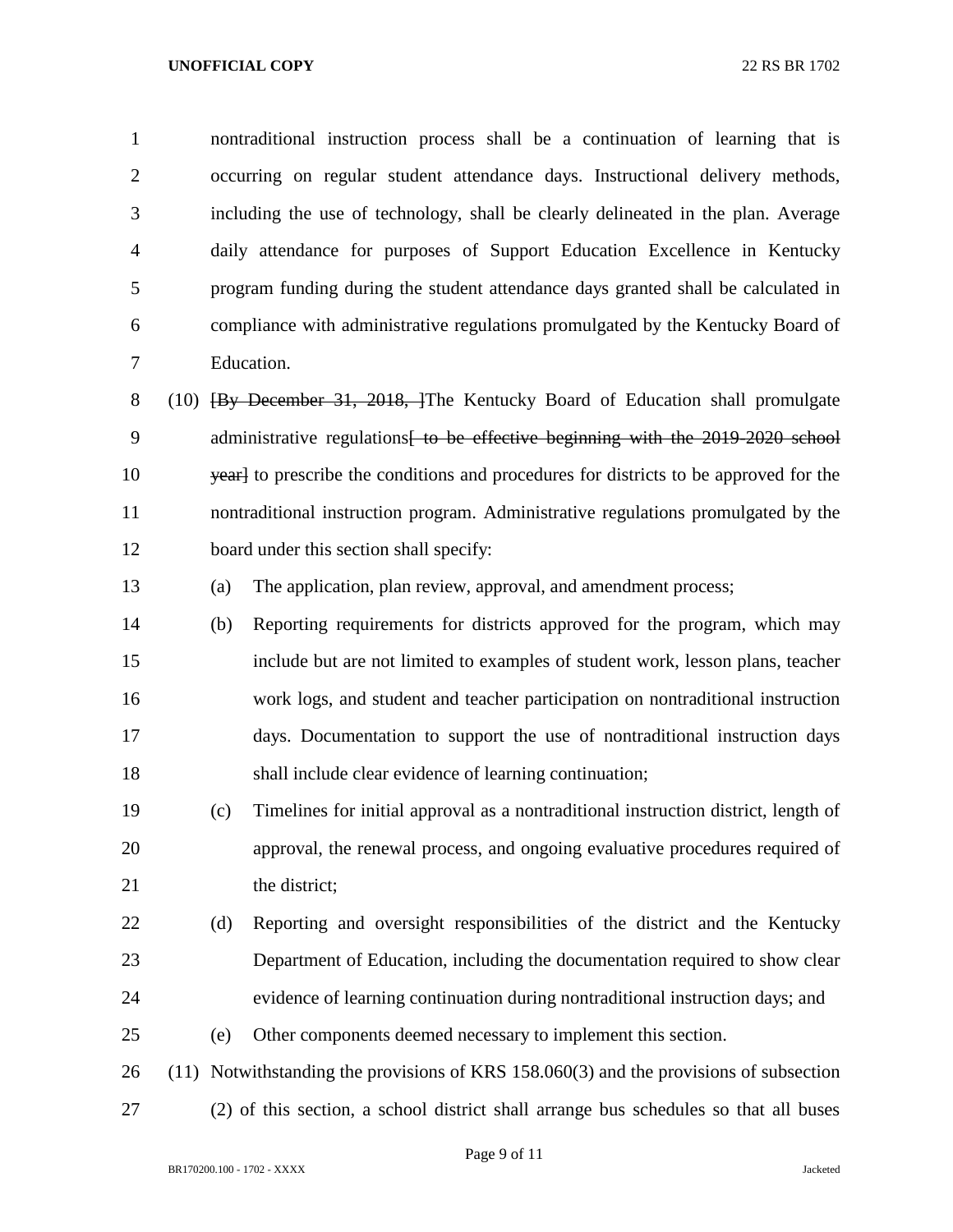nontraditional instruction process shall be a continuation of learning that is occurring on regular student attendance days. Instructional delivery methods, including the use of technology, shall be clearly delineated in the plan. Average daily attendance for purposes of Support Education Excellence in Kentucky program funding during the student attendance days granted shall be calculated in compliance with administrative regulations promulgated by the Kentucky Board of Education.

(10) ~~[By December 31, 2018, ]~~The Kentucky Board of Education shall promulgate administrative regulations~~[ to be effective beginning with the 2019-2020 school year]~~ to prescribe the conditions and procedures for districts to be approved for the nontraditional instruction program. Administrative regulations promulgated by the board under this section shall specify:

(a) The application, plan review, approval, and amendment process;

(b) Reporting requirements for districts approved for the program, which may include but are not limited to examples of student work, lesson plans, teacher work logs, and student and teacher participation on nontraditional instruction days. Documentation to support the use of nontraditional instruction days shall include clear evidence of learning continuation;

(c) Timelines for initial approval as a nontraditional instruction district, length of approval, the renewal process, and ongoing evaluative procedures required of the district;

(d) Reporting and oversight responsibilities of the district and the Kentucky Department of Education, including the documentation required to show clear evidence of learning continuation during nontraditional instruction days; and

(e) Other components deemed necessary to implement this section.

(11) Notwithstanding the provisions of KRS 158.060(3) and the provisions of subsection (2) of this section, a school district shall arrange bus schedules so that all buses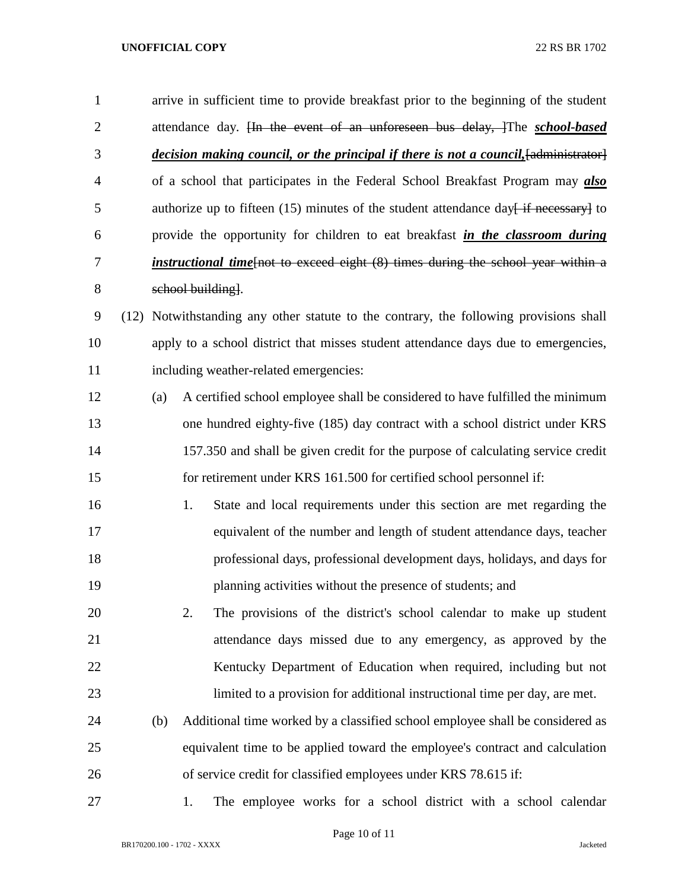arrive in sufficient time to provide breakfast prior to the beginning of the student attendance day. ~~[In the event of an unforeseen bus delay, ]~~The ***school-based decision making council, or the principal if there is not a council,***~~[administrator]~~ of a school that participates in the Federal School Breakfast Program may ***also*** authorize up to fifteen (15) minutes of the student attendance day~~[ if necessary]~~ to provide the opportunity for children to eat breakfast ***in the classroom during instructional time***~~[not to exceed eight (8) times during the school year within a school building]~~.

(12) Notwithstanding any other statute to the contrary, the following provisions shall apply to a school district that misses student attendance days due to emergencies, including weather-related emergencies:

(a) A certified school employee shall be considered to have fulfilled the minimum one hundred eighty-five (185) day contract with a school district under KRS 157.350 and shall be given credit for the purpose of calculating service credit for retirement under KRS 161.500 for certified school personnel if:

1. State and local requirements under this section are met regarding the equivalent of the number and length of student attendance days, teacher professional days, professional development days, holidays, and days for planning activities without the presence of students; and

2. The provisions of the district's school calendar to make up student attendance days missed due to any emergency, as approved by the Kentucky Department of Education when required, including but not limited to a provision for additional instructional time per day, are met.

(b) Additional time worked by a classified school employee shall be considered as equivalent time to be applied toward the employee's contract and calculation of service credit for classified employees under KRS 78.615 if:

1. The employee works for a school district with a school calendar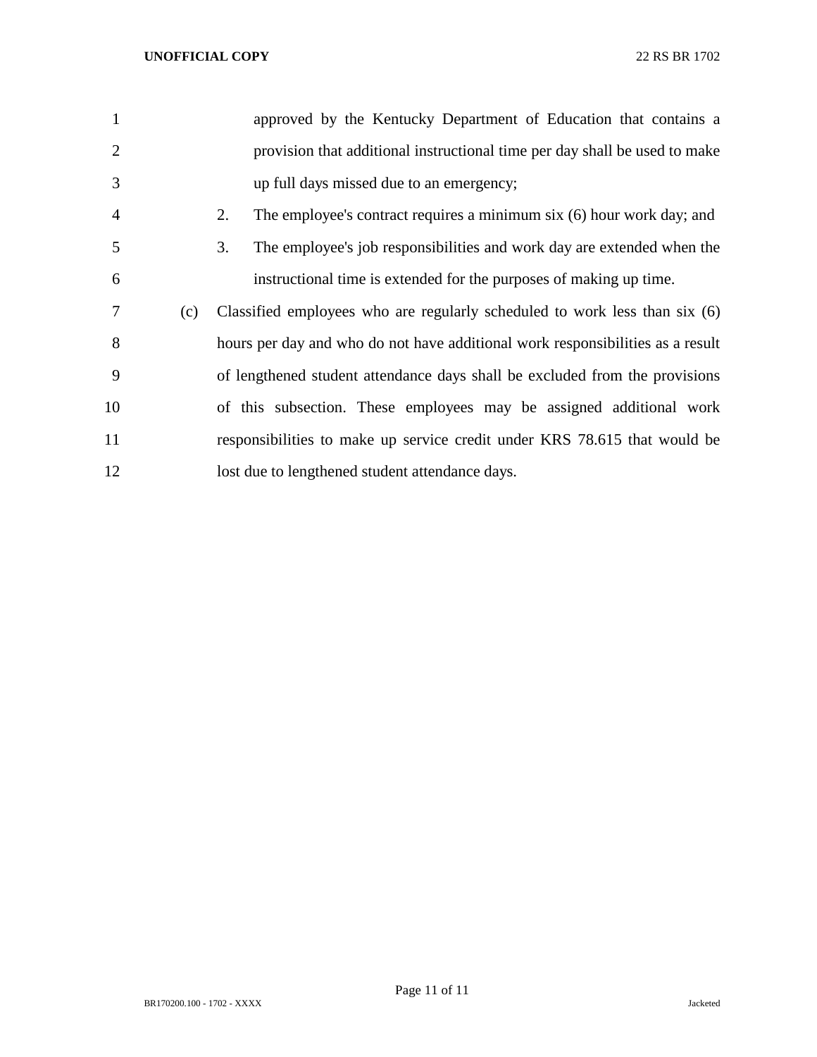approved by the Kentucky Department of Education that contains a provision that additional instructional time per day shall be used to make up full days missed due to an emergency;

2. The employee's contract requires a minimum six (6) hour work day; and

3. The employee's job responsibilities and work day are extended when the instructional time is extended for the purposes of making up time.

(c) Classified employees who are regularly scheduled to work less than six (6) hours per day and who do not have additional work responsibilities as a result of lengthened student attendance days shall be excluded from the provisions of this subsection. These employees may be assigned additional work responsibilities to make up service credit under KRS 78.615 that would be lost due to lengthened student attendance days.